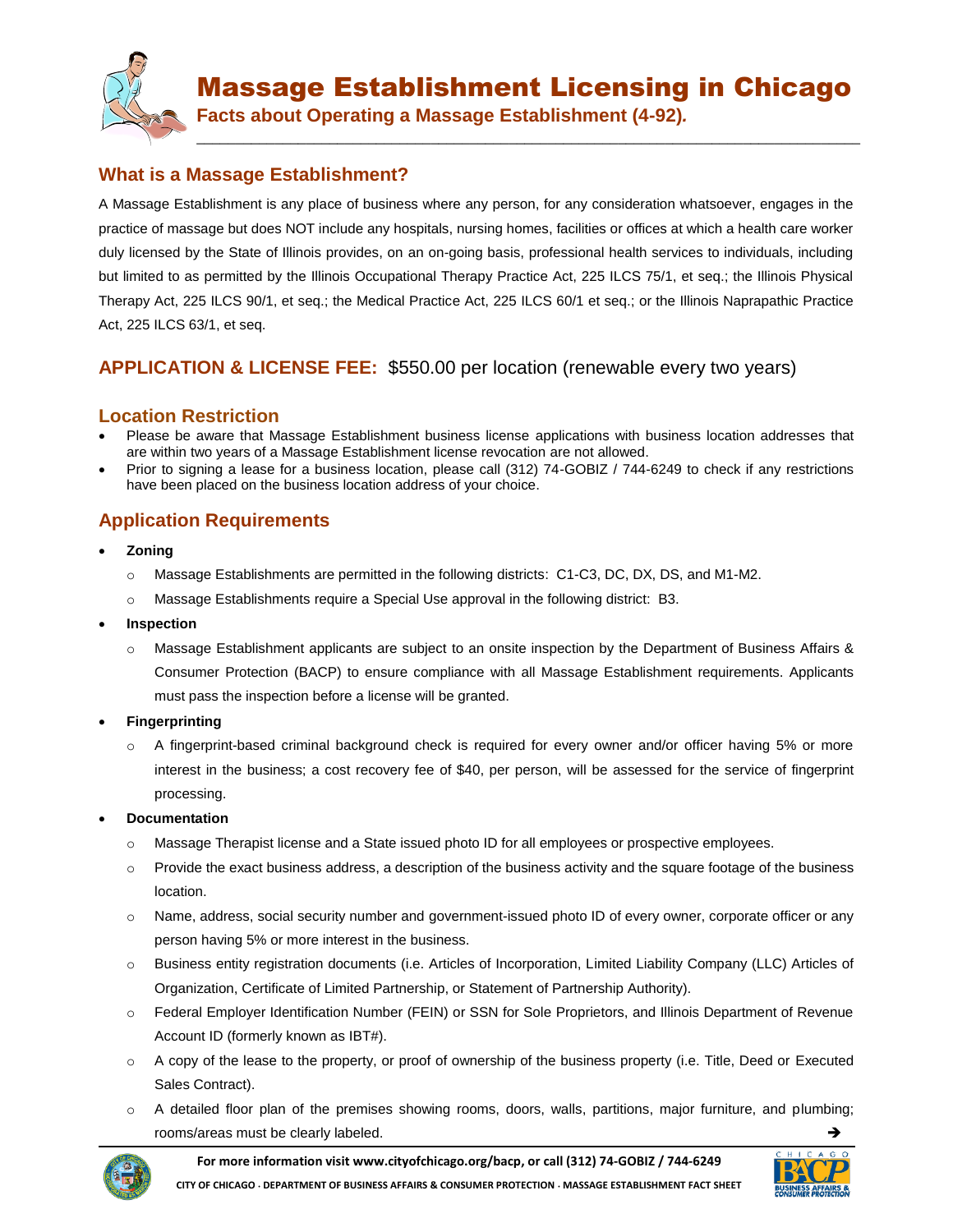# Massage Establishment Licensing in Chicago

**Facts about Operating a Massage Establishment (4-92).**

## What is a Massage Establishment?

A Massage Establishment is any place of business where any person, for any consideration whatsoever, engages in the practice of massage but does NOT include any hospitals, nursing homes, facilities or offices at which a health care worker duly licensed by the State of Illinois provides, on an on-going basis, professional health services to individuals, including but limited to as permitted by the Illinois Occupational Therapy Practice Act, 225 ILCS 75/1, et seq.; the Illinois Physical Therapy Act, 225 ILCS 90/1, et seq.; the Medical Practice Act, 225 ILCS 60/1 et seq.; or the Illinois Naprapathic Practice Act, 225 ILCS 63/1, et seq.

## APPLICATION & LICENSE FEE: $550.00 per location (renewable every two years)

## Location Restriction

- Please be aware that Massage Establishment business license applications with business location addresses that are within two years of a Massage Establishment license revocation are not allowed.
- Prior to signing a lease for a business location, please call (312) 74-GOBIZ / 744-6249 to check if any restrictions have been placed on the business location address of your choice.

## Application Requirements

- **Zoning**
  - Massage Establishments are permitted in the following districts: C1-C3, DC, DX, DS, and M1-M2.
  - Massage Establishments require a Special Use approval in the following district: B3.
- **Inspection**
  - Massage Establishment applicants are subject to an onsite inspection by the Department of Business Affairs & Consumer Protection (BACP) to ensure compliance with all Massage Establishment requirements. Applicants must pass the inspection before a license will be granted.
- **Fingerprinting**
  - A fingerprint-based criminal background check is required for every owner and/or officer having 5% or more interest in the business; a cost recovery fee of $40, per person, will be assessed for the service of fingerprint processing.
- **Documentation**
  - Massage Therapist license and a State issued photo ID for all employees or prospective employees.
  - Provide the exact business address, a description of the business activity and the square footage of the business location.
  - Name, address, social security number and government-issued photo ID of every owner, corporate officer or any person having 5% or more interest in the business.
  - Business entity registration documents (i.e. Articles of Incorporation, Limited Liability Company (LLC) Articles of Organization, Certificate of Limited Partnership, or Statement of Partnership Authority).
  - Federal Employer Identification Number (FEIN) or SSN for Sole Proprietors, and Illinois Department of Revenue Account ID (formerly known as IBT#).
  - A copy of the lease to the property, or proof of ownership of the business property (i.e. Title, Deed or Executed Sales Contract).
  - A detailed floor plan of the premises showing rooms, doors, walls, partitions, major furniture, and plumbing; rooms/areas must be clearly labeled.

For more information visit www.cityofchicago.org/bacp, or call (312) 74-GOBIZ / 744-6249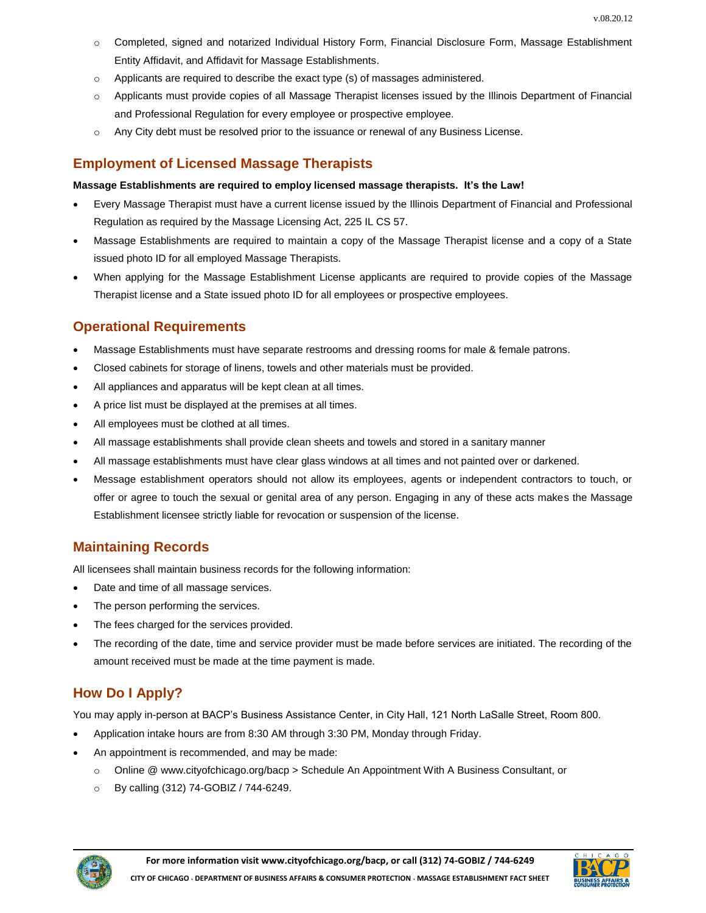- Completed, signed and notarized Individual History Form, Financial Disclosure Form, Massage Establishment Entity Affidavit, and Affidavit for Massage Establishments.
- Applicants are required to describe the exact type (s) of massages administered.
- Applicants must provide copies of all Massage Therapist licenses issued by the Illinois Department of Financial and Professional Regulation for every employee or prospective employee.
- Any City debt must be resolved prior to the issuance or renewal of any Business License.

## Employment of Licensed Massage Therapists

**Massage Establishments are required to employ licensed massage therapists. It's the Law!**

- Every Massage Therapist must have a current license issued by the Illinois Department of Financial and Professional Regulation as required by the Massage Licensing Act, 225 IL CS 57.
- Massage Establishments are required to maintain a copy of the Massage Therapist license and a copy of a State issued photo ID for all employed Massage Therapists.
- When applying for the Massage Establishment License applicants are required to provide copies of the Massage Therapist license and a State issued photo ID for all employees or prospective employees.

## Operational Requirements

- Massage Establishments must have separate restrooms and dressing rooms for male & female patrons.
- Closed cabinets for storage of linens, towels and other materials must be provided.
- All appliances and apparatus will be kept clean at all times.
- A price list must be displayed at the premises at all times.
- All employees must be clothed at all times.
- All massage establishments shall provide clean sheets and towels and stored in a sanitary manner
- All massage establishments must have clear glass windows at all times and not painted over or darkened.
- Message establishment operators should not allow its employees, agents or independent contractors to touch, or offer or agree to touch the sexual or genital area of any person. Engaging in any of these acts makes the Massage Establishment licensee strictly liable for revocation or suspension of the license.

## Maintaining Records

All licensees shall maintain business records for the following information:

- Date and time of all massage services.
- The person performing the services.
- The fees charged for the services provided.
- The recording of the date, time and service provider must be made before services are initiated. The recording of the amount received must be made at the time payment is made.

## How Do I Apply?

You may apply in-person at BACP's Business Assistance Center, in City Hall, 121 North LaSalle Street, Room 800.

- Application intake hours are from 8:30 AM through 3:30 PM, Monday through Friday.
- An appointment is recommended, and may be made:
  - Online @ www.cityofchicago.org/bacp > Schedule An Appointment With A Business Consultant, or
  - By calling (312) 74-GOBIZ / 744-6249.

**For more information visit www.cityofchicago.org/bacp, or call (312) 74-GOBIZ / 744-6249**